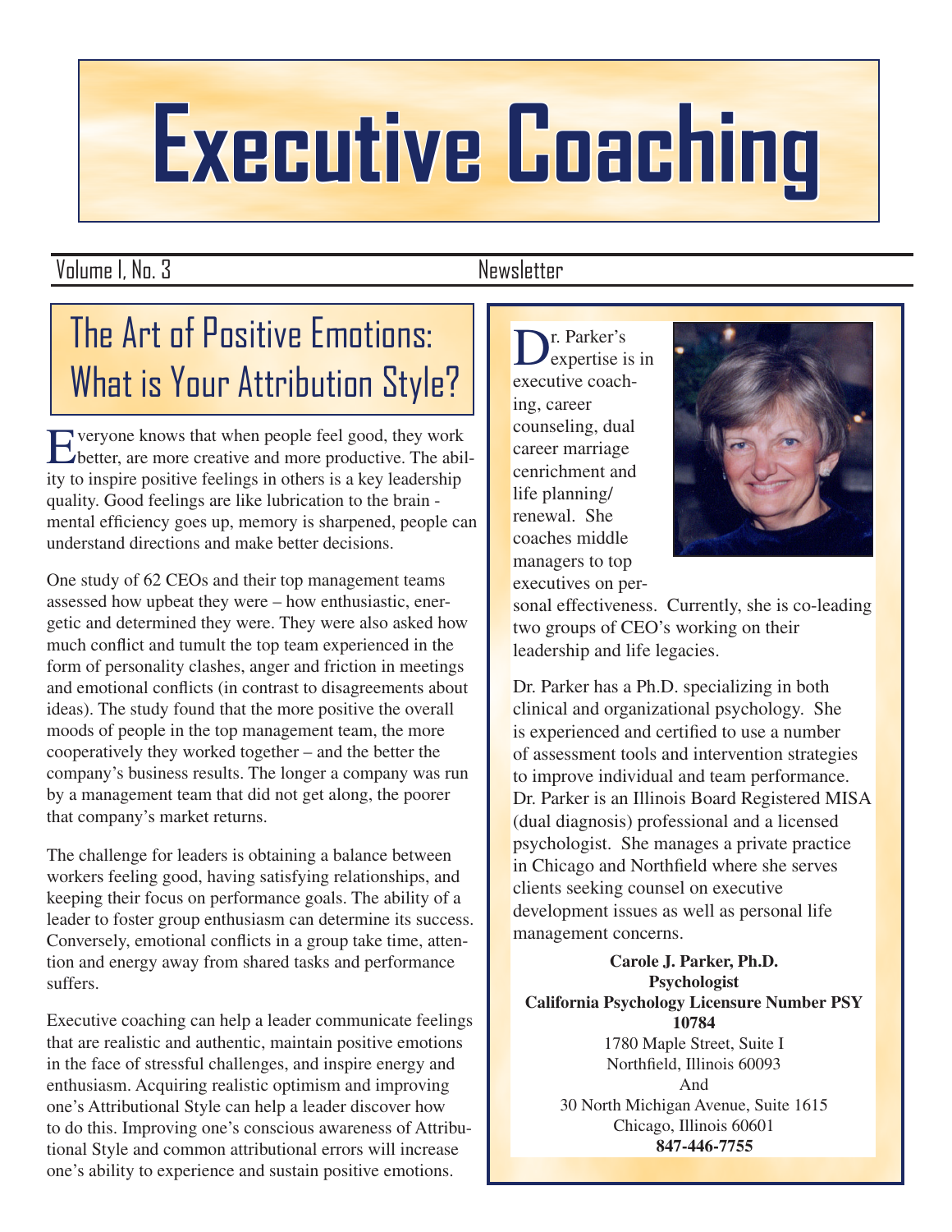# Executive Coaching

Volume I, No. 3 Newsletter

## The Art of Positive Emotions: What is Your Attribution Style?

Everyone knows that when people feel good, they work better, are more creative and more productive. The ability to inspire positive feelings in others is a key leadership quality. Good feelings are like lubrication to the brain - mental efficiency goes up, memory is sharpened, people can understand directions and make better decisions.

One study of 62 CEOs and their top management teams assessed how upbeat they were – how enthusiastic, energetic and determined they were. They were also asked how much conflict and tumult the top team experienced in the form of personality clashes, anger and friction in meetings and emotional conflicts (in contrast to disagreements about ideas). The study found that the more positive the overall moods of people in the top management team, the more cooperatively they worked together – and the better the company's business results. The longer a company was run by a management team that did not get along, the poorer that company's market returns.

The challenge for leaders is obtaining a balance between workers feeling good, having satisfying relationships, and keeping their focus on performance goals. The ability of a leader to foster group enthusiasm can determine its success. Conversely, emotional conflicts in a group take time, attention and energy away from shared tasks and performance suffers.

Executive coaching can help a leader communicate feelings that are realistic and authentic, maintain positive emotions in the face of stressful challenges, and inspire energy and enthusiasm. Acquiring realistic optimism and improving one's Attributional Style can help a leader discover how to do this. Improving one's conscious awareness of Attributional Style and common attributional errors will increase one's ability to experience and sustain positive emotions.

Dr. Parker's expertise is in executive coaching, career counseling, dual career marriage cenrichment and life planning/ renewal. She coaches middle managers to top executives on personal effectiveness. Currently, she is co-leading two groups of CEO's working on their leadership and life legacies.

Dr. Parker has a Ph.D. specializing in both clinical and organizational psychology. She is experienced and certified to use a number of assessment tools and intervention strategies to improve individual and team performance. Dr. Parker is an Illinois Board Registered MISA (dual diagnosis) professional and a licensed psychologist. She manages a private practice in Chicago and Northfield where she serves clients seeking counsel on executive development issues as well as personal life management concerns.

**Carole J. Parker, Ph.D.**
**Psychologist**
**California Psychology Licensure Number PSY 10784**
1780 Maple Street, Suite I
Northfield, Illinois 60093
And
30 North Michigan Avenue, Suite 1615
Chicago, Illinois 60601
**847-446-7755**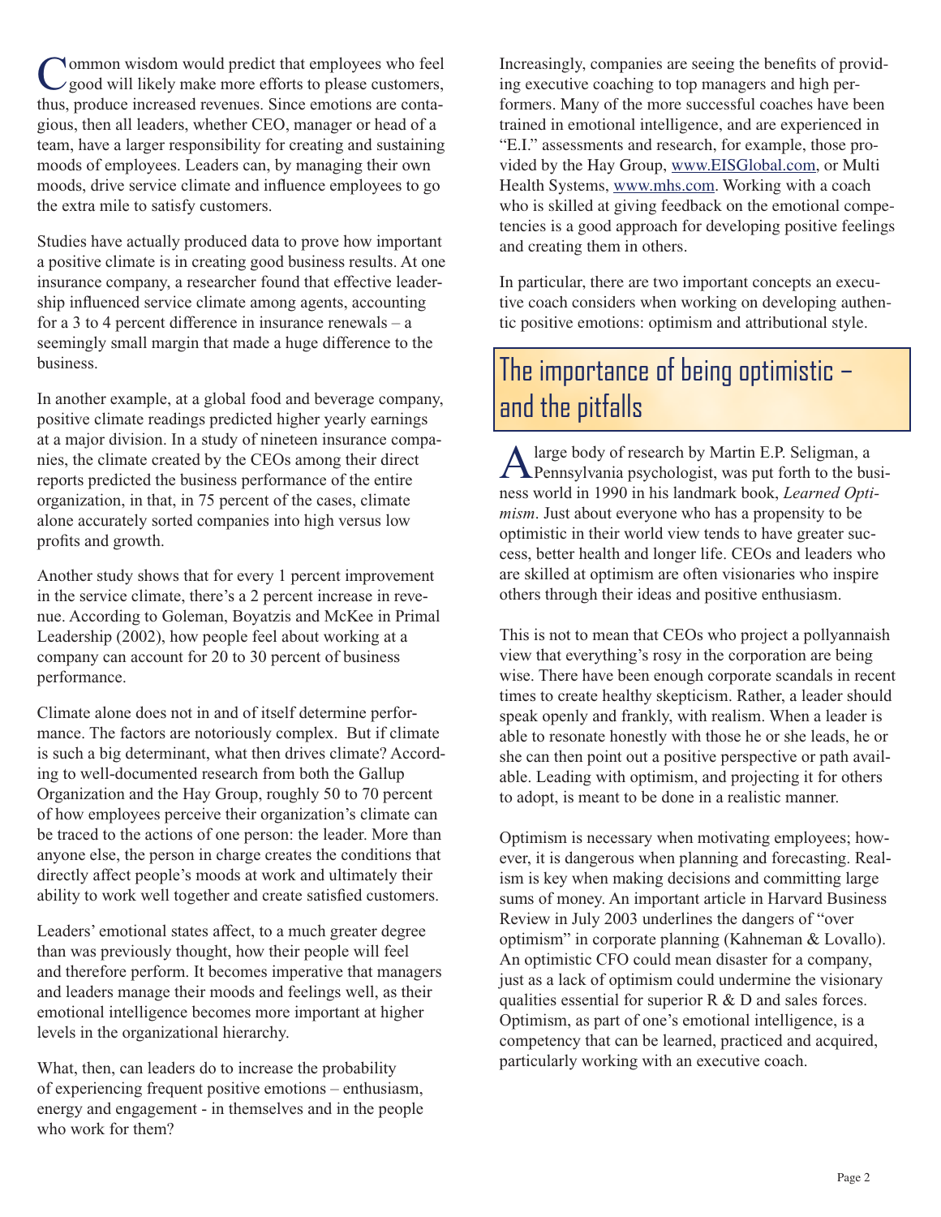Common wisdom would predict that employees who feel good will likely make more efforts to please customers, thus, produce increased revenues. Since emotions are contagious, then all leaders, whether CEO, manager or head of a team, have a larger responsibility for creating and sustaining moods of employees. Leaders can, by managing their own moods, drive service climate and influence employees to go the extra mile to satisfy customers.

Studies have actually produced data to prove how important a positive climate is in creating good business results. At one insurance company, a researcher found that effective leadership influenced service climate among agents, accounting for a 3 to 4 percent difference in insurance renewals – a seemingly small margin that made a huge difference to the business.

In another example, at a global food and beverage company, positive climate readings predicted higher yearly earnings at a major division. In a study of nineteen insurance companies, the climate created by the CEOs among their direct reports predicted the business performance of the entire organization, in that, in 75 percent of the cases, climate alone accurately sorted companies into high versus low profits and growth.

Another study shows that for every 1 percent improvement in the service climate, there's a 2 percent increase in revenue. According to Goleman, Boyatzis and McKee in Primal Leadership (2002), how people feel about working at a company can account for 20 to 30 percent of business performance.

Climate alone does not in and of itself determine performance. The factors are notoriously complex. But if climate is such a big determinant, what then drives climate? According to well-documented research from both the Gallup Organization and the Hay Group, roughly 50 to 70 percent of how employees perceive their organization's climate can be traced to the actions of one person: the leader. More than anyone else, the person in charge creates the conditions that directly affect people's moods at work and ultimately their ability to work well together and create satisfied customers.

Leaders' emotional states affect, to a much greater degree than was previously thought, how their people will feel and therefore perform. It becomes imperative that managers and leaders manage their moods and feelings well, as their emotional intelligence becomes more important at higher levels in the organizational hierarchy.

What, then, can leaders do to increase the probability of experiencing frequent positive emotions – enthusiasm, energy and engagement - in themselves and in the people who work for them?

Increasingly, companies are seeing the benefits of providing executive coaching to top managers and high performers. Many of the more successful coaches have been trained in emotional intelligence, and are experienced in "E.I." assessments and research, for example, those provided by the Hay Group, www.EISGlobal.com, or Multi Health Systems, www.mhs.com. Working with a coach who is skilled at giving feedback on the emotional competencies is a good approach for developing positive feelings and creating them in others.

In particular, there are two important concepts an executive coach considers when working on developing authentic positive emotions: optimism and attributional style.

## The importance of being optimistic – and the pitfalls

A large body of research by Martin E.P. Seligman, a Pennsylvania psychologist, was put forth to the business world in 1990 in his landmark book, *Learned Optimism*. Just about everyone who has a propensity to be optimistic in their world view tends to have greater success, better health and longer life. CEOs and leaders who are skilled at optimism are often visionaries who inspire others through their ideas and positive enthusiasm.

This is not to mean that CEOs who project a pollyannaish view that everything's rosy in the corporation are being wise. There have been enough corporate scandals in recent times to create healthy skepticism. Rather, a leader should speak openly and frankly, with realism. When a leader is able to resonate honestly with those he or she leads, he or she can then point out a positive perspective or path available. Leading with optimism, and projecting it for others to adopt, is meant to be done in a realistic manner.

Optimism is necessary when motivating employees; however, it is dangerous when planning and forecasting. Realism is key when making decisions and committing large sums of money. An important article in Harvard Business Review in July 2003 underlines the dangers of "over optimism" in corporate planning (Kahneman & Lovallo). An optimistic CFO could mean disaster for a company, just as a lack of optimism could undermine the visionary qualities essential for superior R & D and sales forces. Optimism, as part of one's emotional intelligence, is a competency that can be learned, practiced and acquired, particularly working with an executive coach.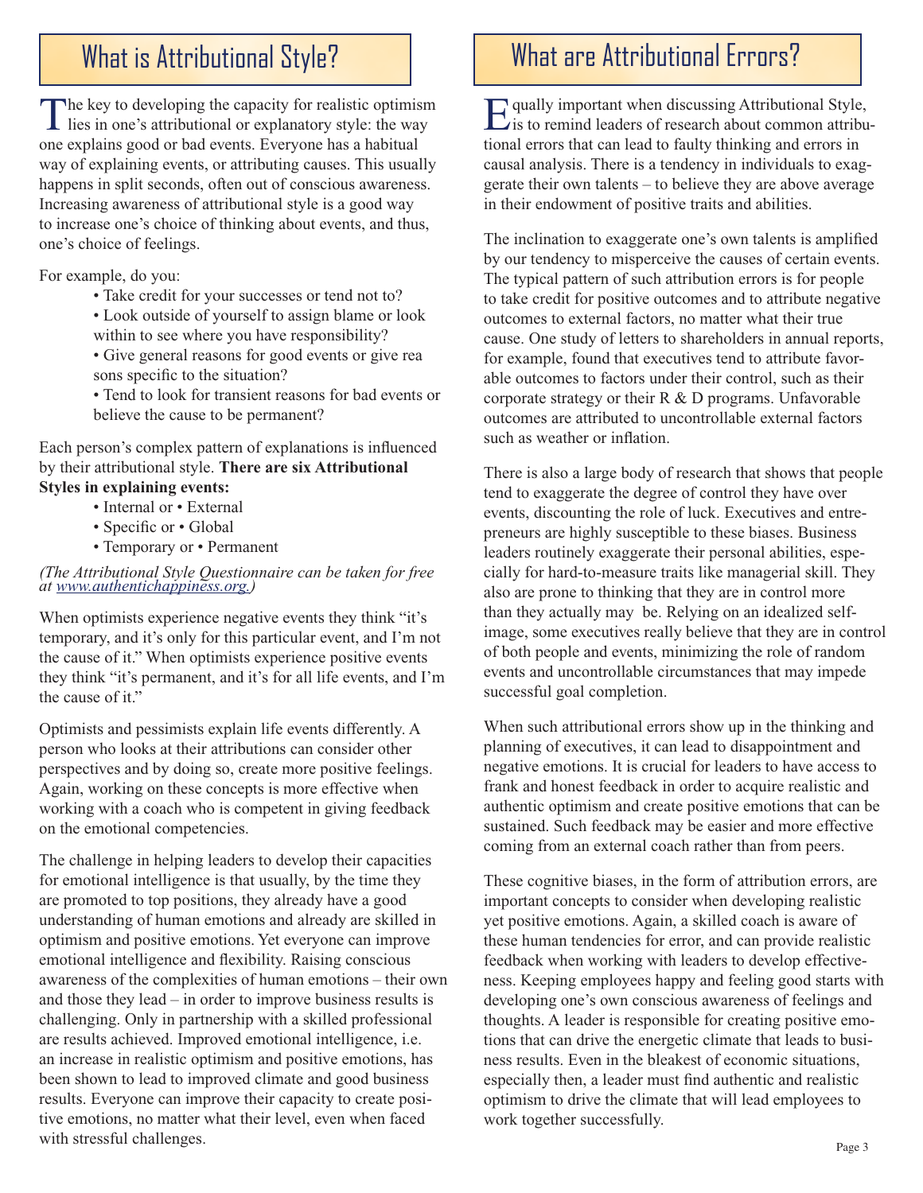## What is Attributional Style?

The key to developing the capacity for realistic optimism lies in one's attributional or explanatory style: the way one explains good or bad events. Everyone has a habitual way of explaining events, or attributing causes. This usually happens in split seconds, often out of conscious awareness. Increasing awareness of attributional style is a good way to increase one's choice of thinking about events, and thus, one's choice of feelings.

For example, do you:

- Take credit for your successes or tend not to?
- Look outside of yourself to assign blame or look within to see where you have responsibility?
- Give general reasons for good events or give reasons specific to the situation?
- Tend to look for transient reasons for bad events or believe the cause to be permanent?

Each person's complex pattern of explanations is influenced by their attributional style. **There are six Attributional Styles in explaining events:**

- Internal or • External
- Specific or • Global
- Temporary or • Permanent

*(The Attributional Style Questionnaire can be taken for free at www.authentichappiness.org.)*

When optimists experience negative events they think "it's temporary, and it's only for this particular event, and I'm not the cause of it." When optimists experience positive events they think "it's permanent, and it's for all life events, and I'm the cause of it."

Optimists and pessimists explain life events differently. A person who looks at their attributions can consider other perspectives and by doing so, create more positive feelings. Again, working on these concepts is more effective when working with a coach who is competent in giving feedback on the emotional competencies.

The challenge in helping leaders to develop their capacities for emotional intelligence is that usually, by the time they are promoted to top positions, they already have a good understanding of human emotions and already are skilled in optimism and positive emotions. Yet everyone can improve emotional intelligence and flexibility. Raising conscious awareness of the complexities of human emotions – their own and those they lead – in order to improve business results is challenging. Only in partnership with a skilled professional are results achieved. Improved emotional intelligence, i.e. an increase in realistic optimism and positive emotions, has been shown to lead to improved climate and good business results. Everyone can improve their capacity to create positive emotions, no matter what their level, even when faced with stressful challenges.

## What are Attributional Errors?

Equally important when discussing Attributional Style, is to remind leaders of research about common attributional errors that can lead to faulty thinking and errors in causal analysis. There is a tendency in individuals to exaggerate their own talents – to believe they are above average in their endowment of positive traits and abilities.

The inclination to exaggerate one's own talents is amplified by our tendency to misperceive the causes of certain events. The typical pattern of such attribution errors is for people to take credit for positive outcomes and to attribute negative outcomes to external factors, no matter what their true cause. One study of letters to shareholders in annual reports, for example, found that executives tend to attribute favorable outcomes to factors under their control, such as their corporate strategy or their R & D programs. Unfavorable outcomes are attributed to uncontrollable external factors such as weather or inflation.

There is also a large body of research that shows that people tend to exaggerate the degree of control they have over events, discounting the role of luck. Executives and entrepreneurs are highly susceptible to these biases. Business leaders routinely exaggerate their personal abilities, especially for hard-to-measure traits like managerial skill. They also are prone to thinking that they are in control more than they actually may be. Relying on an idealized self-image, some executives really believe that they are in control of both people and events, minimizing the role of random events and uncontrollable circumstances that may impede successful goal completion.

When such attributional errors show up in the thinking and planning of executives, it can lead to disappointment and negative emotions. It is crucial for leaders to have access to frank and honest feedback in order to acquire realistic and authentic optimism and create positive emotions that can be sustained. Such feedback may be easier and more effective coming from an external coach rather than from peers.

These cognitive biases, in the form of attribution errors, are important concepts to consider when developing realistic yet positive emotions. Again, a skilled coach is aware of these human tendencies for error, and can provide realistic feedback when working with leaders to develop effectiveness. Keeping employees happy and feeling good starts with developing one's own conscious awareness of feelings and thoughts. A leader is responsible for creating positive emotions that can drive the energetic climate that leads to business results. Even in the bleakest of economic situations, especially then, a leader must find authentic and realistic optimism to drive the climate that will lead employees to work together successfully.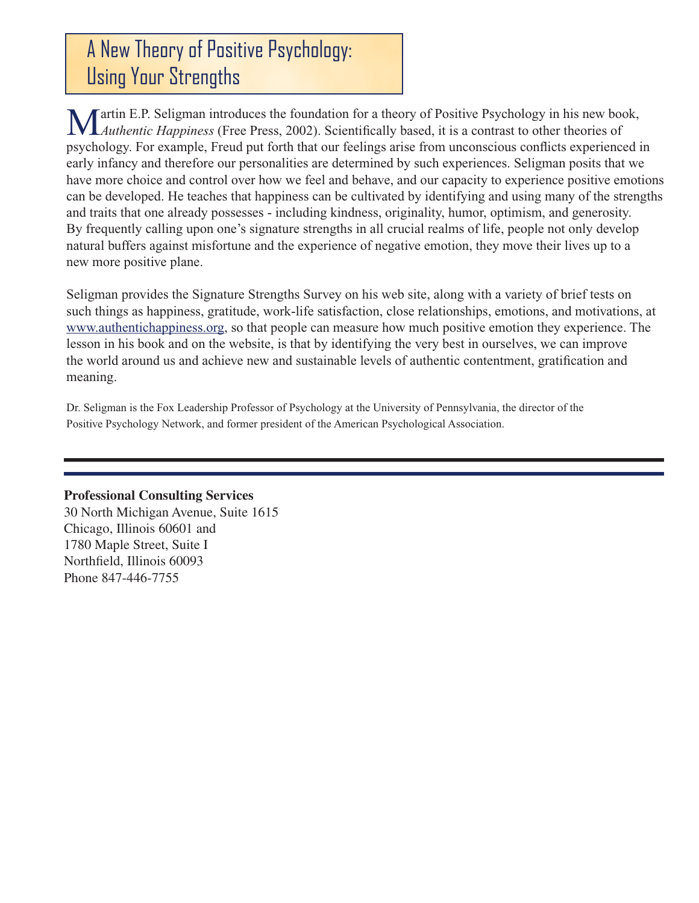# A New Theory of Positive Psychology: Using Your Strengths

Martin E.P. Seligman introduces the foundation for a theory of Positive Psychology in his new book, *Authentic Happiness* (Free Press, 2002). Scientifically based, it is a contrast to other theories of psychology. For example, Freud put forth that our feelings arise from unconscious conflicts experienced in early infancy and therefore our personalities are determined by such experiences. Seligman posits that we have more choice and control over how we feel and behave, and our capacity to experience positive emotions can be developed. He teaches that happiness can be cultivated by identifying and using many of the strengths and traits that one already possesses - including kindness, originality, humor, optimism, and generosity. By frequently calling upon one's signature strengths in all crucial realms of life, people not only develop natural buffers against misfortune and the experience of negative emotion, they move their lives up to a new more positive plane.

Seligman provides the Signature Strengths Survey on his web site, along with a variety of brief tests on such things as happiness, gratitude, work-life satisfaction, close relationships, emotions, and motivations, at www.authentichappiness.org, so that people can measure how much positive emotion they experience. The lesson in his book and on the website, is that by identifying the very best in ourselves, we can improve the world around us and achieve new and sustainable levels of authentic contentment, gratification and meaning.

Dr. Seligman is the Fox Leadership Professor of Psychology at the University of Pennsylvania, the director of the Positive Psychology Network, and former president of the American Psychological Association.

---

**Professional Consulting Services**
30 North Michigan Avenue, Suite 1615
Chicago, Illinois 60601 and
1780 Maple Street, Suite I
Northfield, Illinois 60093
Phone 847-446-7755